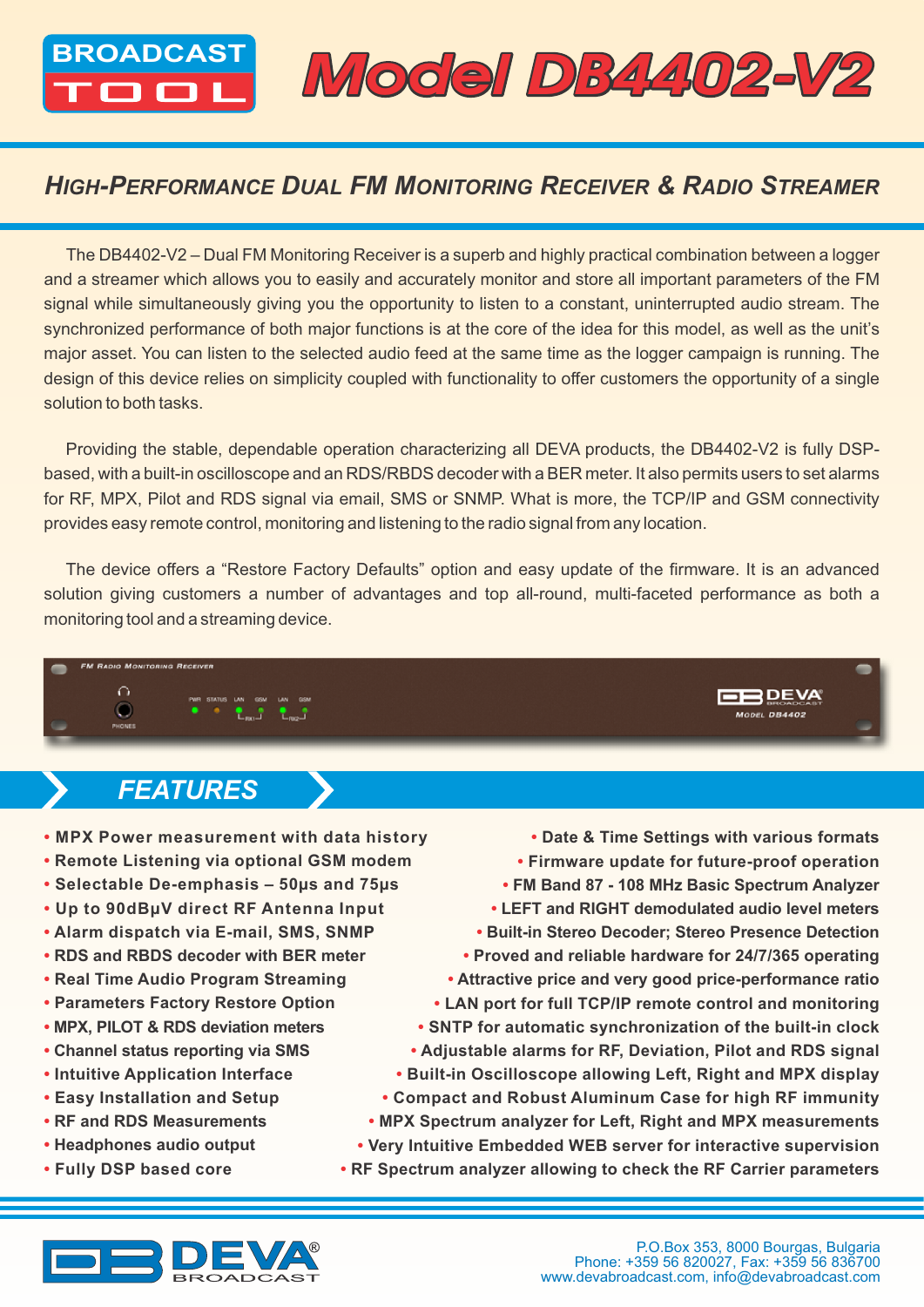BROADCAST TOOL

# Model DB4402-V2

## HIGH-PERFORMANCE DUAL FM MONITORING RECEIVER & RADIO STREAMER

The DB4402-V2 – Dual FM Monitoring Receiver is a superb and highly practical combination between a logger and a streamer which allows you to easily and accurately monitor and store all important parameters of the FM signal while simultaneously giving you the opportunity to listen to a constant, uninterrupted audio stream. The synchronized performance of both major functions is at the core of the idea for this model, as well as the unit's major asset. You can listen to the selected audio feed at the same time as the logger campaign is running. The design of this device relies on simplicity coupled with functionality to offer customers the opportunity of a single solution to both tasks.

Providing the stable, dependable operation characterizing all DEVA products, the DB4402-V2 is fully DSP-based, with a built-in oscilloscope and an RDS/RBDS decoder with a BER meter. It also permits users to set alarms for RF, MPX, Pilot and RDS signal via email, SMS or SNMP. What is more, the TCP/IP and GSM connectivity provides easy remote control, monitoring and listening to the radio signal from any location.

The device offers a "Restore Factory Defaults" option and easy update of the firmware. It is an advanced solution giving customers a number of advantages and top all-round, multi-faceted performance as both a monitoring tool and a streaming device.

## FEATURES

- MPX Power measurement with data history
- Remote Listening via optional GSM modem
- Selectable De-emphasis – 50µs and 75µs
- Up to 90dBµV direct RF Antenna Input
- Alarm dispatch via E-mail, SMS, SNMP
- RDS and RBDS decoder with BER meter
- Real Time Audio Program Streaming
- Parameters Factory Restore Option
- MPX, PILOT & RDS deviation meters
- Channel status reporting via SMS
- Intuitive Application Interface
- Easy Installation and Setup
- RF and RDS Measurements
- Headphones audio output
- Fully DSP based core
- Date & Time Settings with various formats
- Firmware update for future-proof operation
- FM Band 87 - 108 MHz Basic Spectrum Analyzer
- LEFT and RIGHT demodulated audio level meters
- Built-in Stereo Decoder; Stereo Presence Detection
- Proved and reliable hardware for 24/7/365 operating
- Attractive price and very good price-performance ratio
- LAN port for full TCP/IP remote control and monitoring
- SNTP for automatic synchronization of the built-in clock
- Adjustable alarms for RF, Deviation, Pilot and RDS signal
- Built-in Oscilloscope allowing Left, Right and MPX display
- Compact and Robust Aluminum Case for high RF immunity
- MPX Spectrum analyzer for Left, Right and MPX measurements
- Very Intuitive Embedded WEB server for interactive supervision
- RF Spectrum analyzer allowing to check the RF Carrier parameters

DEVA BROADCAST®

P.O.Box 353, 8000 Bourgas, Bulgaria
Phone: +359 56 820027, Fax: +359 56 836700
www.devabroadcast.com, info@devabroadcast.com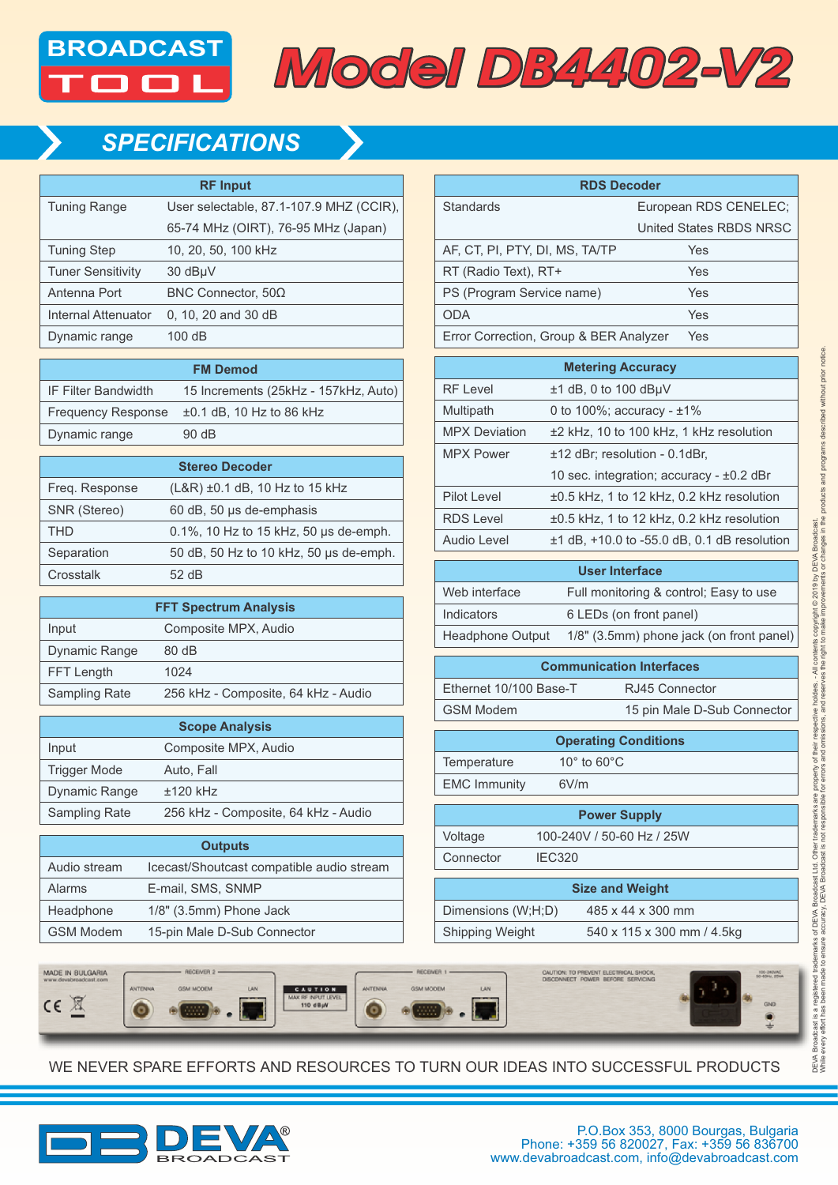# Model DB4402-V2

## SPECIFICATIONS

| RF Input | |
|---|---|
| Tuning Range | User selectable, 87.1-107.9 MHZ (CCIR), 65-74 MHz (OIRT), 76-95 MHz (Japan) |
| Tuning Step | 10, 20, 50, 100 kHz |
| Tuner Sensitivity | 30 dBµV |
| Antenna Port | BNC Connector, 50Ω |
| Internal Attenuator | 0, 10, 20 and 30 dB |
| Dynamic range | 100 dB |

| FM Demod | |
|---|---|
| IF Filter Bandwidth | 15 Increments (25kHz - 157kHz, Auto) |
| Frequency Response | ±0.1 dB, 10 Hz to 86 kHz |
| Dynamic range | 90 dB |

| Stereo Decoder | |
|---|---|
| Freq. Response | (L&R) ±0.1 dB, 10 Hz to 15 kHz |
| SNR (Stereo) | 60 dB, 50 µs de-emphasis |
| THD | 0.1%, 10 Hz to 15 kHz, 50 µs de-emph. |
| Separation | 50 dB, 50 Hz to 10 kHz, 50 µs de-emph. |
| Crosstalk | 52 dB |

| FFT Spectrum Analysis | |
|---|---|
| Input | Composite MPX, Audio |
| Dynamic Range | 80 dB |
| FFT Length | 1024 |
| Sampling Rate | 256 kHz - Composite, 64 kHz - Audio |

| Scope Analysis | |
|---|---|
| Input | Composite MPX, Audio |
| Trigger Mode | Auto, Fall |
| Dynamic Range | ±120 kHz |
| Sampling Rate | 256 kHz - Composite, 64 kHz - Audio |

| Outputs | |
|---|---|
| Audio stream | Icecast/Shoutcast compatible audio stream |
| Alarms | E-mail, SMS, SNMP |
| Headphone | 1/8" (3.5mm) Phone Jack |
| GSM Modem | 15-pin Male D-Sub Connector |

| RDS Decoder | |
|---|---|
| Standards | European RDS CENELEC; United States RBDS NRSC |
| AF, CT, PI, PTY, DI, MS, TA/TP | Yes |
| RT (Radio Text), RT+ | Yes |
| PS (Program Service name) | Yes |
| ODA | Yes |
| Error Correction, Group & BER Analyzer | Yes |

| Metering Accuracy | |
|---|---|
| RF Level | ±1 dB, 0 to 100 dBµV |
| Multipath | 0 to 100%; accuracy - ±1% |
| MPX Deviation | ±2 kHz, 10 to 100 kHz, 1 kHz resolution |
| MPX Power | ±12 dBr; resolution - 0.1dBr, 10 sec. integration; accuracy - ±0.2 dBr |
| Pilot Level | ±0.5 kHz, 1 to 12 kHz, 0.2 kHz resolution |
| RDS Level | ±0.5 kHz, 1 to 12 kHz, 0.2 kHz resolution |
| Audio Level | ±1 dB, +10.0 to -55.0 dB, 0.1 dB resolution |

| User Interface | |
|---|---|
| Web interface | Full monitoring & control; Easy to use |
| Indicators | 6 LEDs (on front panel) |
| Headphone Output | 1/8" (3.5mm) phone jack (on front panel) |

| Communication Interfaces | |
|---|---|
| Ethernet 10/100 Base-T | RJ45 Connector |
| GSM Modem | 15 pin Male D-Sub Connector |

| Operating Conditions | |
|---|---|
| Temperature | 10° to 60°C |
| EMC Immunity | 6V/m |

| Power Supply | |
|---|---|
| Voltage | 100-240V / 50-60 Hz / 25W |
| Connector | IEC320 |

| Size and Weight | |
|---|---|
| Dimensions (W;H;D) | 485 x 44 x 300 mm |
| Shipping Weight | 540 x 115 x 300 mm / 4.5kg |

WE NEVER SPARE EFFORTS AND RESOURCES TO TURN OUR IDEAS INTO SUCCESSFUL PRODUCTS

DEVA Broadcast is a registered trademarks of DEVA Broadcast Ltd. Other trademarks are property of their respective holders. - All contents copyright © 2019 by DEVA Broadcast. While every effort has been made to ensure accuracy, DEVA Broadcast is not responsible for errors and omissions, and reserves the right to make improvements or changes in the products and programs described without prior notice.

P.O.Box 353, 8000 Bourgas, Bulgaria
Phone: +359 56 820027, Fax: +359 56 836700
www.devabroadcast.com, info@devabroadcast.com